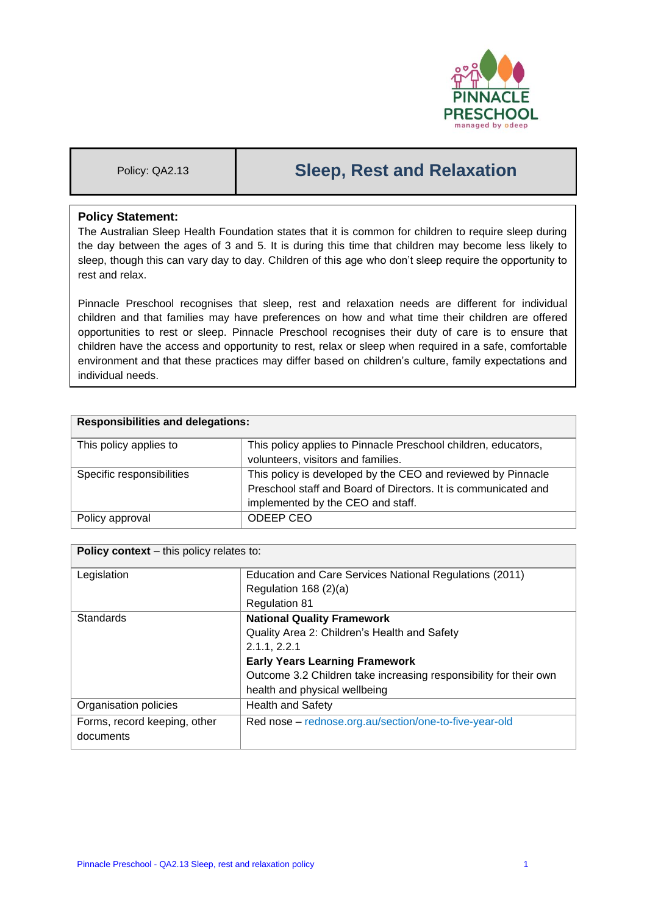| Policy: QA2.13 | Sleep, Rest and Relaxation |
|---|---|

**Policy Statement:**

The Australian Sleep Health Foundation states that it is common for children to require sleep during the day between the ages of 3 and 5. It is during this time that children may become less likely to sleep, though this can vary day to day. Children of this age who don't sleep require the opportunity to rest and relax.

Pinnacle Preschool recognises that sleep, rest and relaxation needs are different for individual children and that families may have preferences on how and what time their children are offered opportunities to rest or sleep. Pinnacle Preschool recognises their duty of care is to ensure that children have the access and opportunity to rest, relax or sleep when required in a safe, comfortable environment and that these practices may differ based on children's culture, family expectations and individual needs.

| **Responsibilities and delegations:** | |
|---|---|
| This policy applies to | This policy applies to Pinnacle Preschool children, educators, volunteers, visitors and families. |
| Specific responsibilities | This policy is developed by the CEO and reviewed by Pinnacle Preschool staff and Board of Directors. It is communicated and implemented by the CEO and staff. |
| Policy approval | ODEEP CEO |

| **Policy context** – this policy relates to: | |
|---|---|
| Legislation | Education and Care Services National Regulations (2011)<br>Regulation 168 (2)(a)<br>Regulation 81 |
| Standards | **National Quality Framework**<br>Quality Area 2: Children's Health and Safety<br>2.1.1, 2.2.1<br>**Early Years Learning Framework**<br>Outcome 3.2 Children take increasing responsibility for their own health and physical wellbeing |
| Organisation policies | Health and Safety |
| Forms, record keeping, other documents | Red nose – rednose.org.au/section/one-to-five-year-old |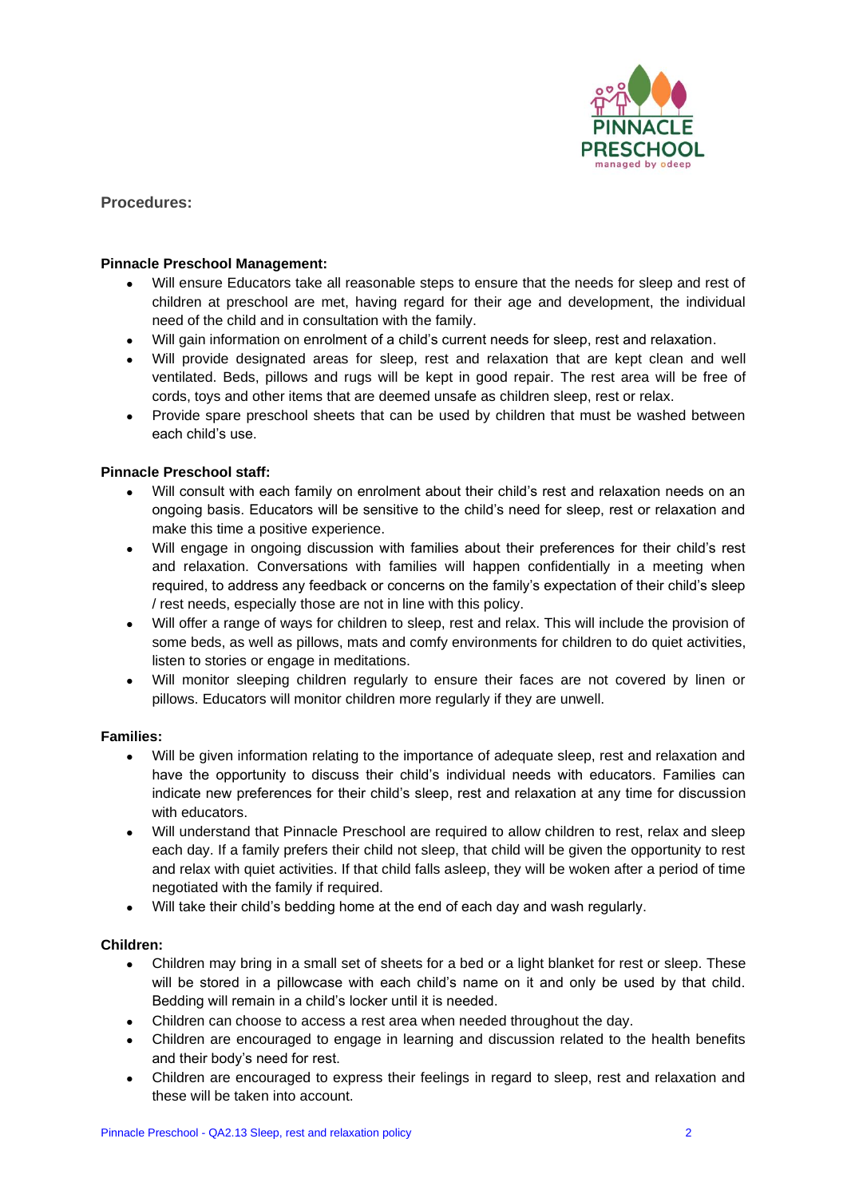## Procedures:

**Pinnacle Preschool Management:**

- Will ensure Educators take all reasonable steps to ensure that the needs for sleep and rest of children at preschool are met, having regard for their age and development, the individual need of the child and in consultation with the family.
- Will gain information on enrolment of a child's current needs for sleep, rest and relaxation.
- Will provide designated areas for sleep, rest and relaxation that are kept clean and well ventilated. Beds, pillows and rugs will be kept in good repair. The rest area will be free of cords, toys and other items that are deemed unsafe as children sleep, rest or relax.
- Provide spare preschool sheets that can be used by children that must be washed between each child's use.

**Pinnacle Preschool staff:**

- Will consult with each family on enrolment about their child's rest and relaxation needs on an ongoing basis. Educators will be sensitive to the child's need for sleep, rest or relaxation and make this time a positive experience.
- Will engage in ongoing discussion with families about their preferences for their child's rest and relaxation. Conversations with families will happen confidentially in a meeting when required, to address any feedback or concerns on the family's expectation of their child's sleep / rest needs, especially those are not in line with this policy.
- Will offer a range of ways for children to sleep, rest and relax. This will include the provision of some beds, as well as pillows, mats and comfy environments for children to do quiet activities, listen to stories or engage in meditations.
- Will monitor sleeping children regularly to ensure their faces are not covered by linen or pillows. Educators will monitor children more regularly if they are unwell.

**Families:**

- Will be given information relating to the importance of adequate sleep, rest and relaxation and have the opportunity to discuss their child's individual needs with educators. Families can indicate new preferences for their child's sleep, rest and relaxation at any time for discussion with educators.
- Will understand that Pinnacle Preschool are required to allow children to rest, relax and sleep each day. If a family prefers their child not sleep, that child will be given the opportunity to rest and relax with quiet activities. If that child falls asleep, they will be woken after a period of time negotiated with the family if required.
- Will take their child's bedding home at the end of each day and wash regularly.

**Children:**

- Children may bring in a small set of sheets for a bed or a light blanket for rest or sleep. These will be stored in a pillowcase with each child's name on it and only be used by that child. Bedding will remain in a child's locker until it is needed.
- Children can choose to access a rest area when needed throughout the day.
- Children are encouraged to engage in learning and discussion related to the health benefits and their body's need for rest.
- Children are encouraged to express their feelings in regard to sleep, rest and relaxation and these will be taken into account.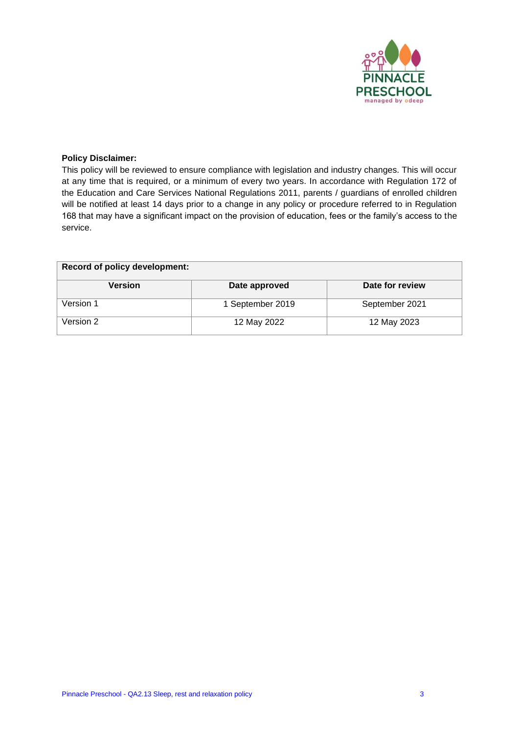**Policy Disclaimer:**

This policy will be reviewed to ensure compliance with legislation and industry changes. This will occur at any time that is required, or a minimum of every two years. In accordance with Regulation 172 of the Education and Care Services National Regulations 2011, parents / guardians of enrolled children will be notified at least 14 days prior to a change in any policy or procedure referred to in Regulation 168 that may have a significant impact on the provision of education, fees or the family's access to the service.

| **Record of policy development:** | | |
|---|---|---|
| **Version** | **Date approved** | **Date for review** |
| Version 1 | 1 September 2019 | September 2021 |
| Version 2 | 12 May 2022 | 12 May 2023 |